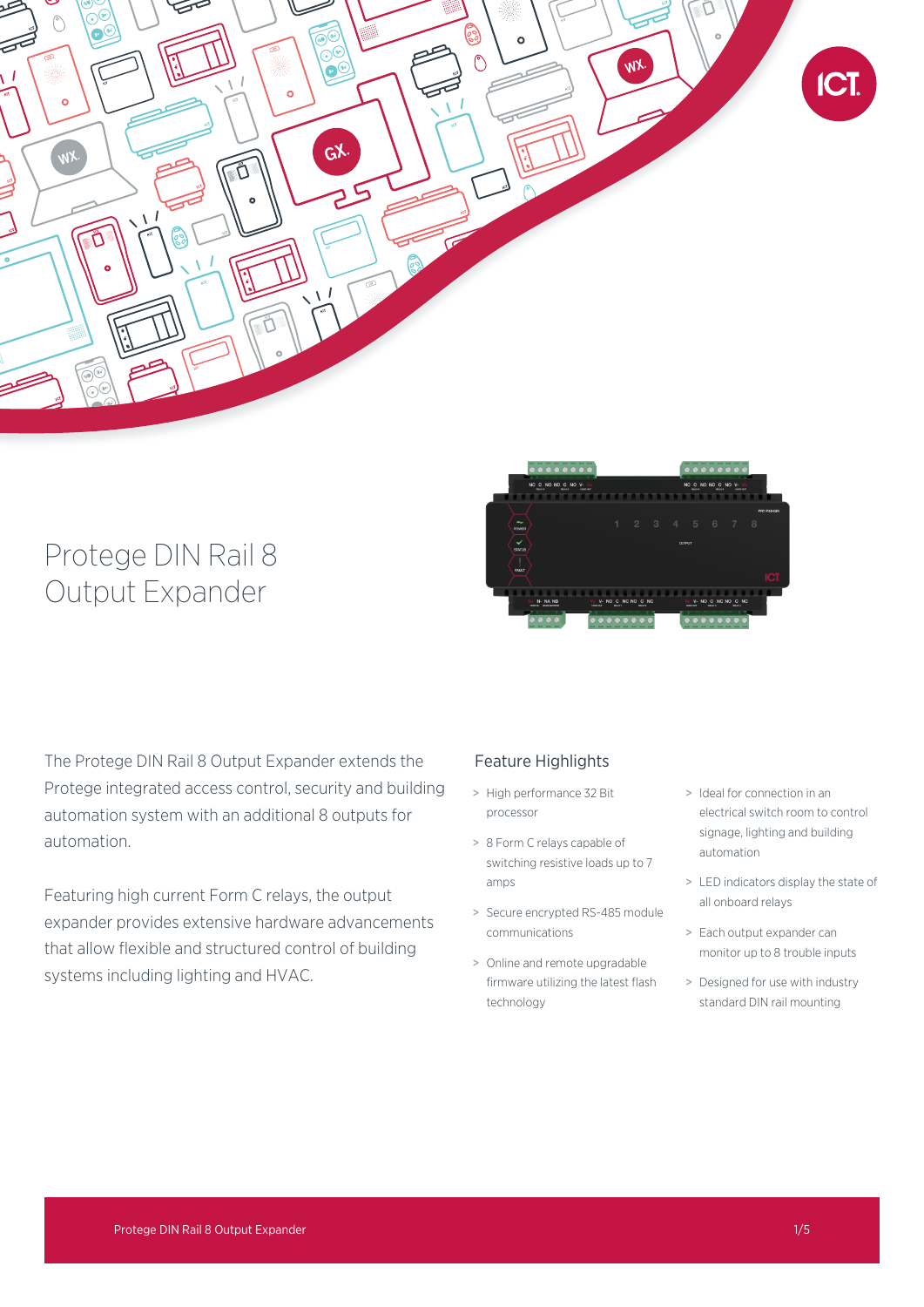# Protege DIN Rail 8 Output Expander

The Protege DIN Rail 8 Output Expander extends the Protege integrated access control, security and building automation system with an additional 8 outputs for automation.

Featuring high current Form C relays, the output expander provides extensive hardware advancements that allow flexible and structured control of building systems including lighting and HVAC.

## Feature Highlights

- High performance 32 Bit processor
- 8 Form C relays capable of switching resistive loads up to 7 amps
- Secure encrypted RS-485 module communications
- Online and remote upgradable firmware utilizing the latest flash technology
- Ideal for connection in an electrical switch room to control signage, lighting and building automation
- LED indicators display the state of all onboard relays
- Each output expander can monitor up to 8 trouble inputs
- Designed for use with industry standard DIN rail mounting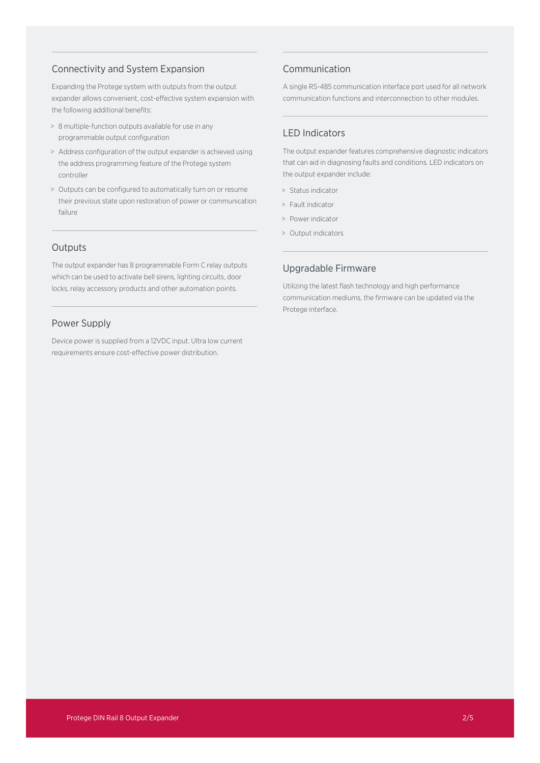## Connectivity and System Expansion

Expanding the Protege system with outputs from the output expander allows convenient, cost-effective system expansion with the following additional benefits:

- 8 multiple-function outputs available for use in any programmable output configuration
- Address configuration of the output expander is achieved using the address programming feature of the Protege system controller
- Outputs can be configured to automatically turn on or resume their previous state upon restoration of power or communication failure

## Outputs

The output expander has 8 programmable Form C relay outputs which can be used to activate bell sirens, lighting circuits, door locks, relay accessory products and other automation points.

## Power Supply

Device power is supplied from a 12VDC input. Ultra low current requirements ensure cost-effective power distribution.

## Communication

A single RS-485 communication interface port used for all network communication functions and interconnection to other modules.

## LED Indicators

The output expander features comprehensive diagnostic indicators that can aid in diagnosing faults and conditions. LED indicators on the output expander include:

- Status indicator
- Fault indicator
- Power indicator
- Output indicators

## Upgradable Firmware

Utilizing the latest flash technology and high performance communication mediums, the firmware can be updated via the Protege interface.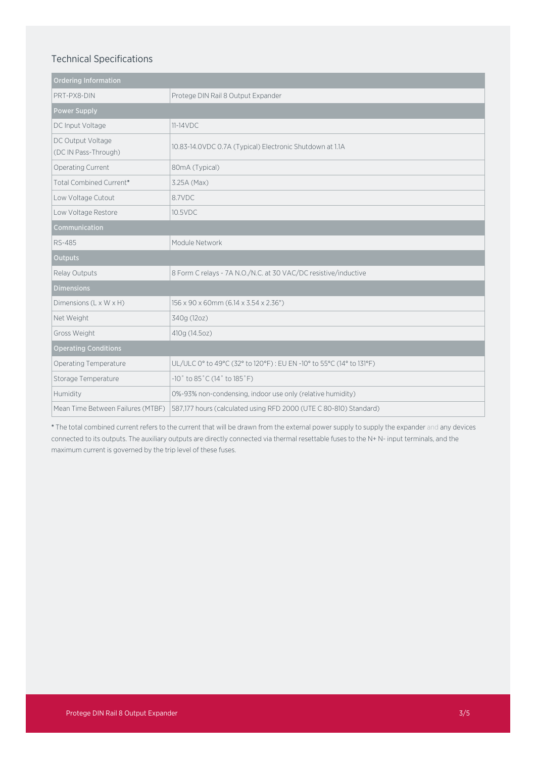## Technical Specifications

| Ordering Information | |
|---|---|
| PRT-PX8-DIN | Protege DIN Rail 8 Output Expander |
| **Power Supply** | |
| DC Input Voltage | 11-14VDC |
| DC Output Voltage (DC IN Pass-Through) | 10.83-14.0VDC 0.7A (Typical) Electronic Shutdown at 1.1A |
| Operating Current | 80mA (Typical) |
| Total Combined Current* | 3.25A (Max) |
| Low Voltage Cutout | 8.7VDC |
| Low Voltage Restore | 10.5VDC |
| **Communication** | |
| RS-485 | Module Network |
| **Outputs** | |
| Relay Outputs | 8 Form C relays - 7A N.O./N.C. at 30 VAC/DC resistive/inductive |
| **Dimensions** | |
| Dimensions (L x W x H) | 156 x 90 x 60mm (6.14 x 3.54 x 2.36") |
| Net Weight | 340g (12oz) |
| Gross Weight | 410g (14.5oz) |
| **Operating Conditions** | |
| Operating Temperature | UL/ULC 0° to 49°C (32° to 120°F) : EU EN -10° to 55°C (14° to 131°F) |
| Storage Temperature | -10˚ to 85˚C (14˚ to 185˚F) |
| Humidity | 0%-93% non-condensing, indoor use only (relative humidity) |
| Mean Time Between Failures (MTBF) | 587,177 hours (calculated using RFD 2000 (UTE C 80-810) Standard) |

* The total combined current refers to the current that will be drawn from the external power supply to supply the expander and any devices connected to its outputs. The auxiliary outputs are directly connected via thermal resettable fuses to the N+ N- input terminals, and the maximum current is governed by the trip level of these fuses.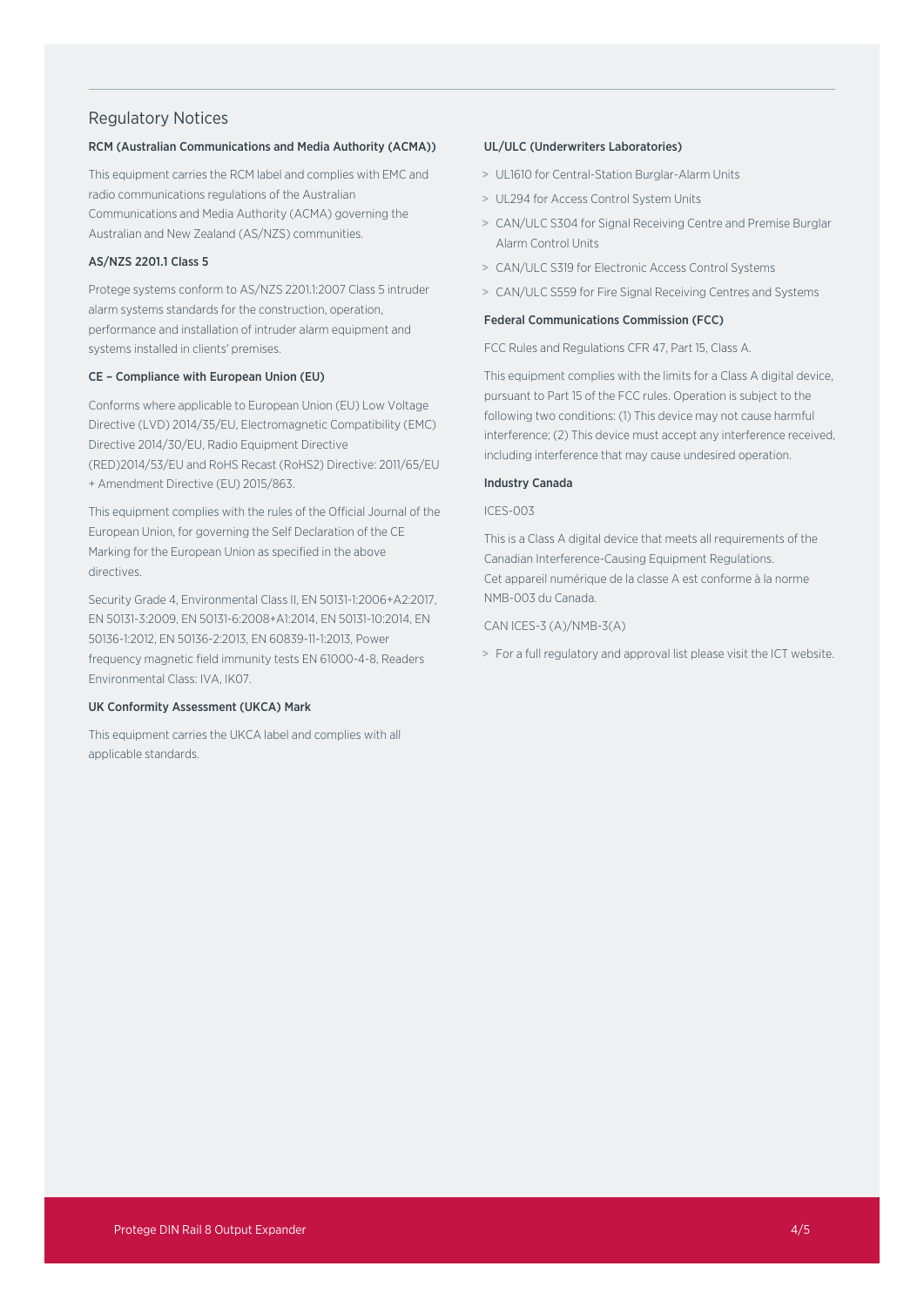## Regulatory Notices

### RCM (Australian Communications and Media Authority (ACMA))

This equipment carries the RCM label and complies with EMC and radio communications regulations of the Australian Communications and Media Authority (ACMA) governing the Australian and New Zealand (AS/NZS) communities.

### AS/NZS 2201.1 Class 5

Protege systems conform to AS/NZS 2201.1:2007 Class 5 intruder alarm systems standards for the construction, operation, performance and installation of intruder alarm equipment and systems installed in clients' premises.

### CE – Compliance with European Union (EU)

Conforms where applicable to European Union (EU) Low Voltage Directive (LVD) 2014/35/EU, Electromagnetic Compatibility (EMC) Directive 2014/30/EU, Radio Equipment Directive (RED)2014/53/EU and RoHS Recast (RoHS2) Directive: 2011/65/EU + Amendment Directive (EU) 2015/863.

This equipment complies with the rules of the Official Journal of the European Union, for governing the Self Declaration of the CE Marking for the European Union as specified in the above directives.

Security Grade 4, Environmental Class II, EN 50131-1:2006+A2:2017, EN 50131-3:2009, EN 50131-6:2008+A1:2014, EN 50131-10:2014, EN 50136-1:2012, EN 50136-2:2013, EN 60839-11-1:2013, Power frequency magnetic field immunity tests EN 61000-4-8, Readers Environmental Class: IVA, IK07.

### UK Conformity Assessment (UKCA) Mark

This equipment carries the UKCA label and complies with all applicable standards.

### UL/ULC (Underwriters Laboratories)

- UL1610 for Central-Station Burglar-Alarm Units
- UL294 for Access Control System Units
- CAN/ULC S304 for Signal Receiving Centre and Premise Burglar Alarm Control Units
- CAN/ULC S319 for Electronic Access Control Systems
- CAN/ULC S559 for Fire Signal Receiving Centres and Systems

### Federal Communications Commission (FCC)

FCC Rules and Regulations CFR 47, Part 15, Class A.

This equipment complies with the limits for a Class A digital device, pursuant to Part 15 of the FCC rules. Operation is subject to the following two conditions: (1) This device may not cause harmful interference; (2) This device must accept any interference received, including interference that may cause undesired operation.

### Industry Canada

ICES-003

This is a Class A digital device that meets all requirements of the Canadian Interference-Causing Equipment Regulations.
Cet appareil numérique de la classe A est conforme à la norme NMB-003 du Canada.

CAN ICES-3 (A)/NMB-3(A)

- For a full regulatory and approval list please visit the ICT website.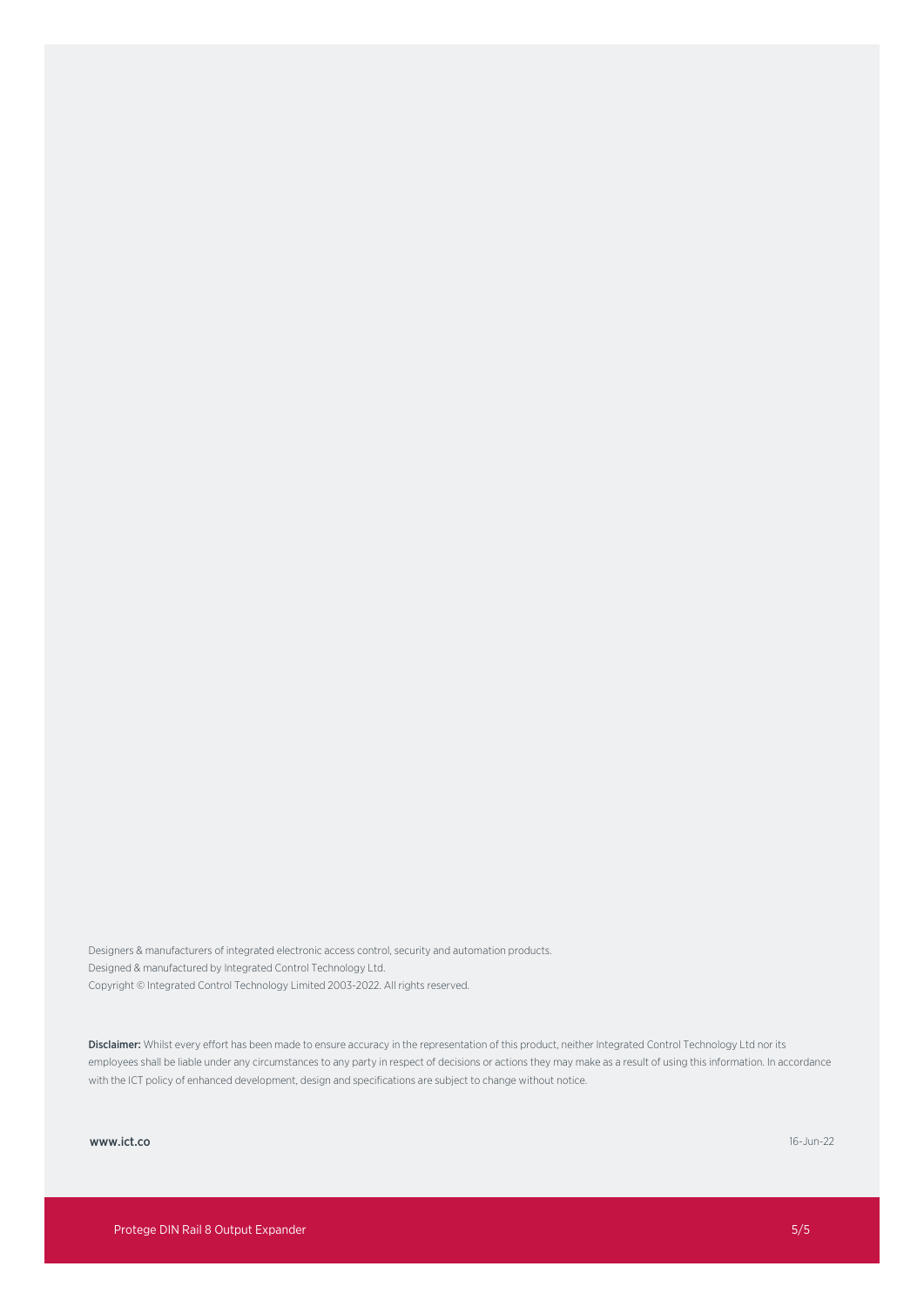Designers & manufacturers of integrated electronic access control, security and automation products.
Designed & manufactured by Integrated Control Technology Ltd.
Copyright © Integrated Control Technology Limited 2003-2022. All rights reserved.

**Disclaimer:** Whilst every effort has been made to ensure accuracy in the representation of this product, neither Integrated Control Technology Ltd nor its employees shall be liable under any circumstances to any party in respect of decisions or actions they may make as a result of using this information. In accordance with the ICT policy of enhanced development, design and specifications are subject to change without notice.

**www.ict.co**

16-Jun-22